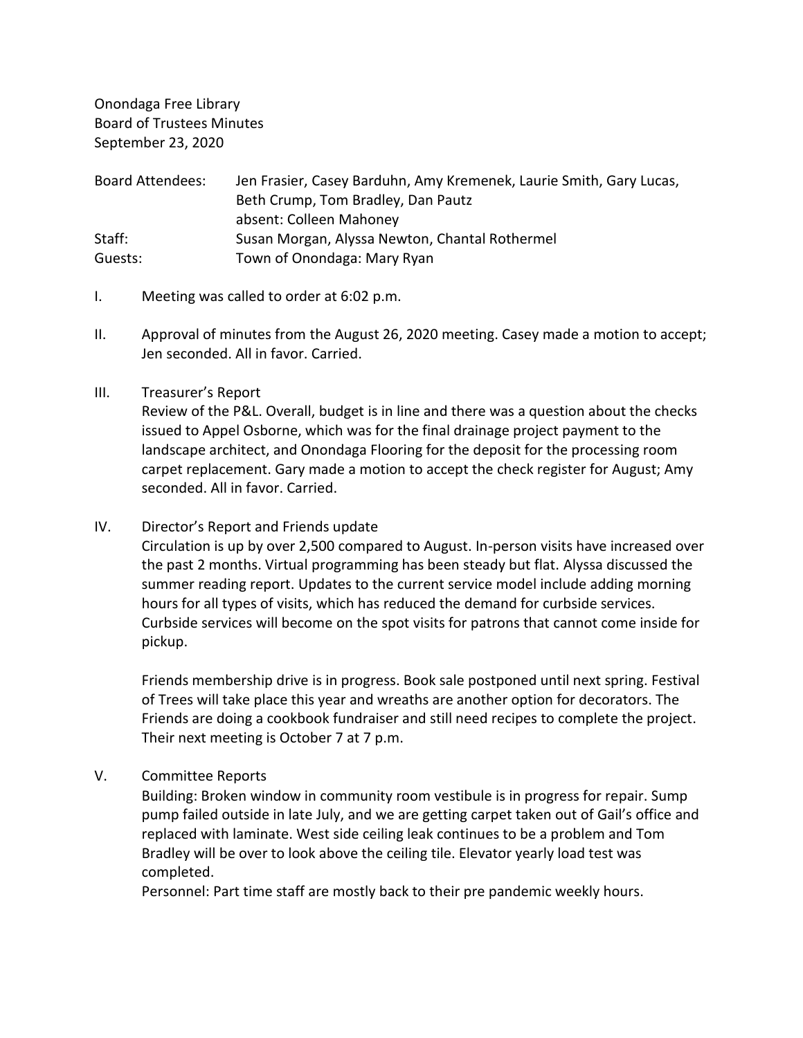Onondaga Free Library
Board of Trustees Minutes
September 23, 2020

| | |
|---|---|
| Board Attendees: | Jen Frasier, Casey Barduhn, Amy Kremenek, Laurie Smith, Gary Lucas, Beth Crump, Tom Bradley, Dan Pautz<br>absent: Colleen Mahoney |
| Staff: | Susan Morgan, Alyssa Newton, Chantal Rothermel |
| Guests: | Town of Onondaga: Mary Ryan |

I. Meeting was called to order at 6:02 p.m.

II. Approval of minutes from the August 26, 2020 meeting. Casey made a motion to accept; Jen seconded. All in favor. Carried.

III. Treasurer's Report

Review of the P&L. Overall, budget is in line and there was a question about the checks issued to Appel Osborne, which was for the final drainage project payment to the landscape architect, and Onondaga Flooring for the deposit for the processing room carpet replacement. Gary made a motion to accept the check register for August; Amy seconded. All in favor. Carried.

IV. Director's Report and Friends update

Circulation is up by over 2,500 compared to August. In-person visits have increased over the past 2 months. Virtual programming has been steady but flat. Alyssa discussed the summer reading report. Updates to the current service model include adding morning hours for all types of visits, which has reduced the demand for curbside services. Curbside services will become on the spot visits for patrons that cannot come inside for pickup.

Friends membership drive is in progress. Book sale postponed until next spring. Festival of Trees will take place this year and wreaths are another option for decorators. The Friends are doing a cookbook fundraiser and still need recipes to complete the project. Their next meeting is October 7 at 7 p.m.

V. Committee Reports

Building: Broken window in community room vestibule is in progress for repair. Sump pump failed outside in late July, and we are getting carpet taken out of Gail's office and replaced with laminate. West side ceiling leak continues to be a problem and Tom Bradley will be over to look above the ceiling tile. Elevator yearly load test was completed.

Personnel: Part time staff are mostly back to their pre pandemic weekly hours.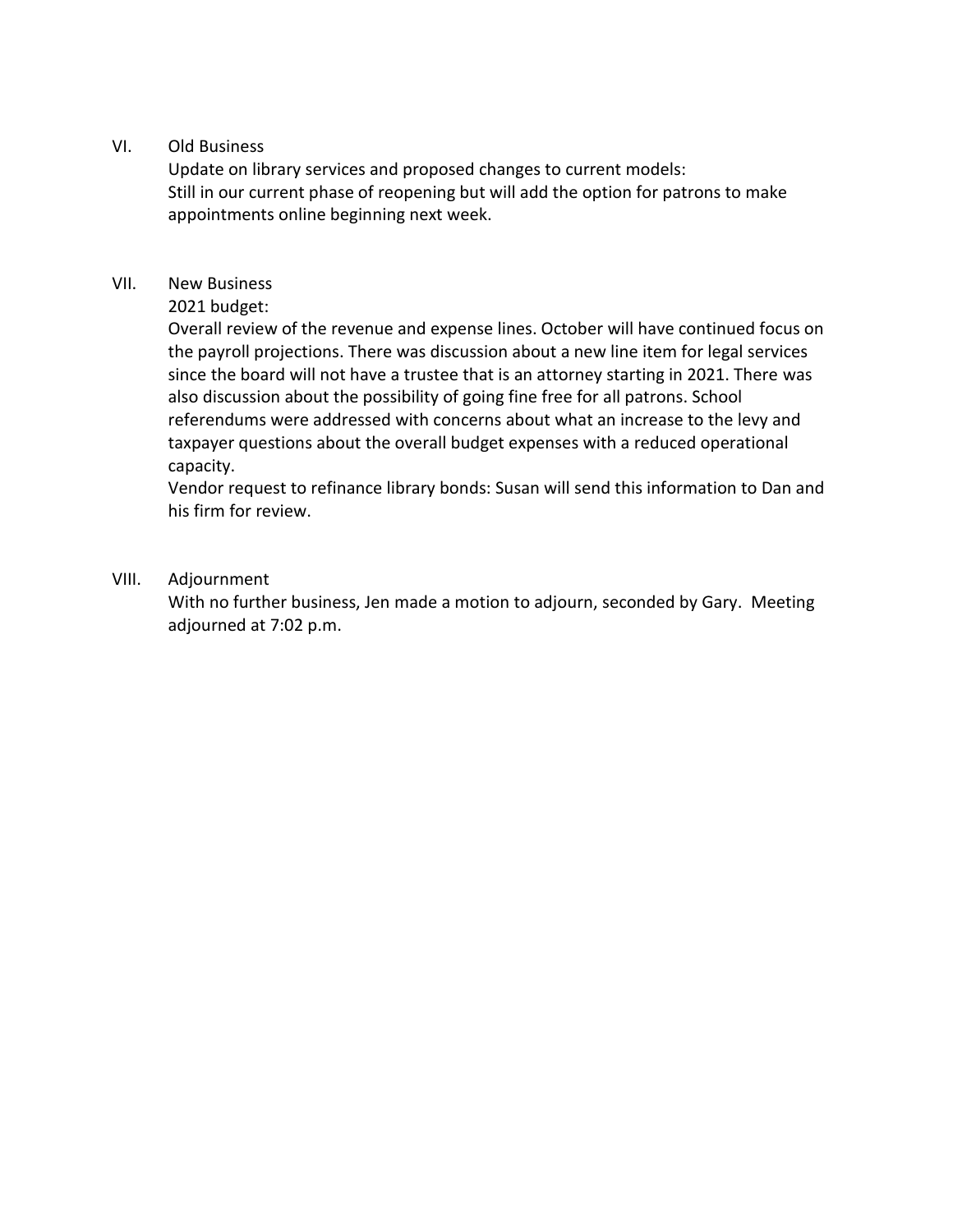## VI. Old Business

Update on library services and proposed changes to current models:
Still in our current phase of reopening but will add the option for patrons to make appointments online beginning next week.

## VII. New Business

2021 budget:

Overall review of the revenue and expense lines. October will have continued focus on the payroll projections. There was discussion about a new line item for legal services since the board will not have a trustee that is an attorney starting in 2021. There was also discussion about the possibility of going fine free for all patrons. School referendums were addressed with concerns about what an increase to the levy and taxpayer questions about the overall budget expenses with a reduced operational capacity.

Vendor request to refinance library bonds: Susan will send this information to Dan and his firm for review.

## VIII. Adjournment

With no further business, Jen made a motion to adjourn, seconded by Gary. Meeting adjourned at 7:02 p.m.